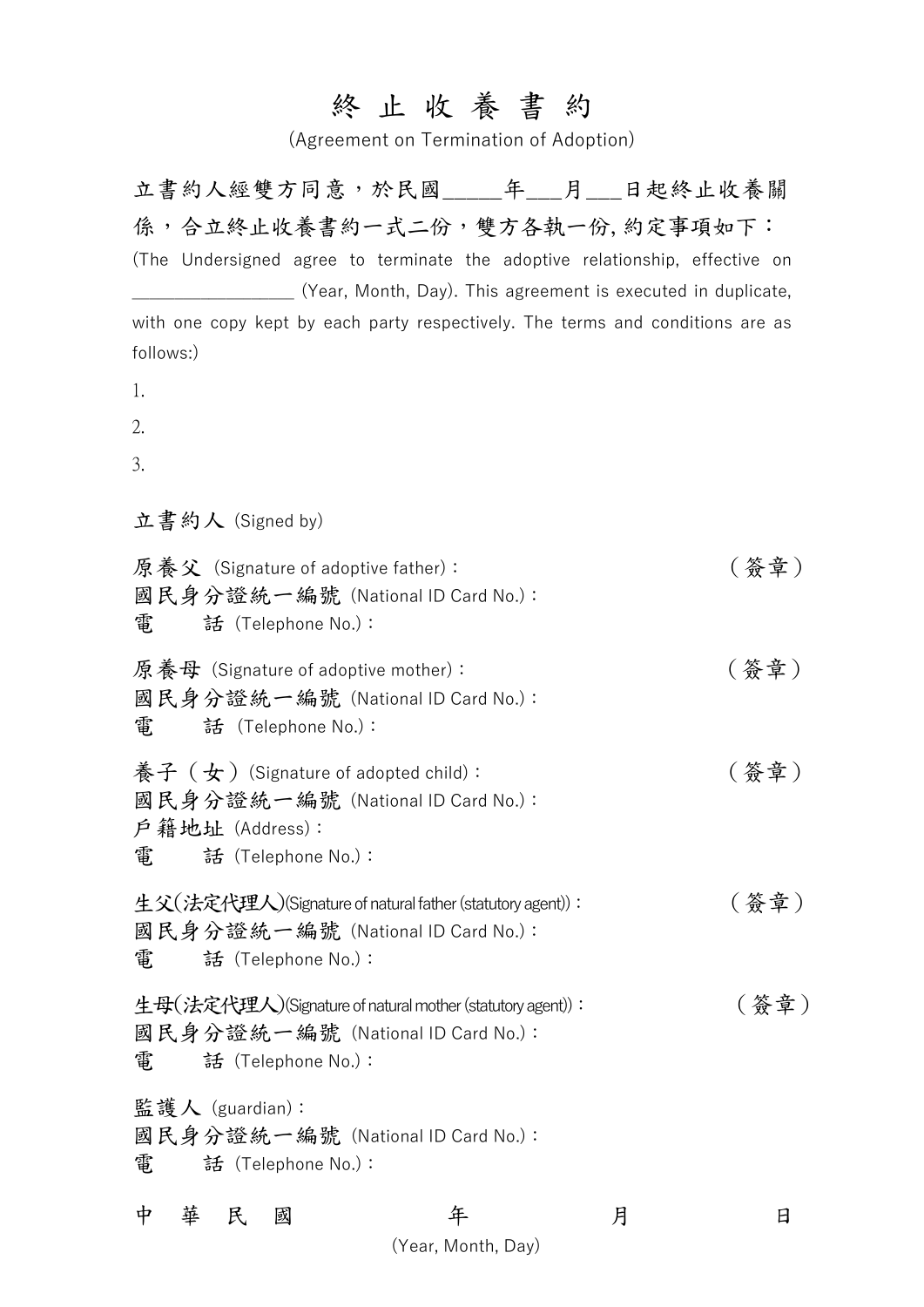# 終 止 收 養 書 約

(Agreement on Termination of Adoption)

立書約人經雙方同意，於民國_____年___月___日起終止收養關係，合立終止收養書約一式二份，雙方各執一份, 約定事項如下：

(The Undersigned agree to terminate the adoptive relationship, effective on ________________ (Year, Month, Day). This agreement is executed in duplicate, with one copy kept by each party respectively. The terms and conditions are as follows:)

1.

2.

3.

立書約人 (Signed by)

原養父 (Signature of adoptive father)： （簽章）
國民身分證統一編號 (National ID Card No.)：
電　　話 (Telephone No.)：

原養母 (Signature of adoptive mother)： （簽章）
國民身分證統一編號 (National ID Card No.)：
電　　話 (Telephone No.)：

養子（女）(Signature of adopted child)： （簽章）
國民身分證統一編號 (National ID Card No.)：
戶籍地址 (Address)：
電　　話 (Telephone No.)：

生父(法定代理人)(Signature of natural father (statutory agent))： （簽章）
國民身分證統一編號 (National ID Card No.)：
電　　話 (Telephone No.)：

生母(法定代理人)(Signature of natural mother (statutory agent))： （簽章）
國民身分證統一編號 (National ID Card No.)：
電　　話 (Telephone No.)：

監護人 (guardian)：
國民身分證統一編號 (National ID Card No.)：
電　　話 (Telephone No.)：

中　華　民　國　　　　　年　　　　　月　　　　　日

(Year, Month, Day)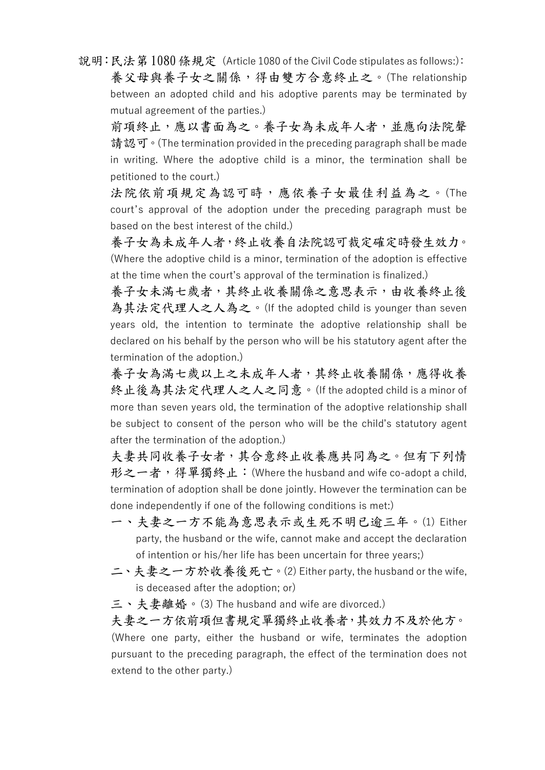說明：民法第1080條規定（Article 1080 of the Civil Code stipulates as follows:）：

養父母與養子女之關係，得由雙方合意終止之。(The relationship between an adopted child and his adoptive parents may be terminated by mutual agreement of the parties.)

前項終止，應以書面為之。養子女為未成年人者，並應向法院聲請認可。(The termination provided in the preceding paragraph shall be made in writing. Where the adoptive child is a minor, the termination shall be petitioned to the court.)

法院依前項規定為認可時，應依養子女最佳利益為之。(The court's approval of the adoption under the preceding paragraph must be based on the best interest of the child.)

養子女為未成年人者，終止收養自法院認可裁定確定時發生效力。(Where the adoptive child is a minor, termination of the adoption is effective at the time when the court's approval of the termination is finalized.)

養子女未滿七歲者，其終止收養關係之意思表示，由收養終止後為其法定代理人之人為之。(If the adopted child is younger than seven years old, the intention to terminate the adoptive relationship shall be declared on his behalf by the person who will be his statutory agent after the termination of the adoption.)

養子女為滿七歲以上之未成年人者，其終止收養關係，應得收養終止後為其法定代理人之人之同意。(If the adopted child is a minor of more than seven years old, the termination of the adoptive relationship shall be subject to consent of the person who will be the child's statutory agent after the termination of the adoption.)

夫妻共同收養子女者，其合意終止收養應共同為之。但有下列情形之一者，得單獨終止：(Where the husband and wife co-adopt a child, termination of adoption shall be done jointly. However the termination can be done independently if one of the following conditions is met:)

一、夫妻之一方不能為意思表示或生死不明已逾三年。(1) Either party, the husband or the wife, cannot make and accept the declaration of intention or his/her life has been uncertain for three years;)

二、夫妻之一方於收養後死亡。(2) Either party, the husband or the wife, is deceased after the adoption; or)

三、夫妻離婚。(3) The husband and wife are divorced.)

夫妻之一方依前項但書規定單獨終止收養者，其效力不及於他方。(Where one party, either the husband or wife, terminates the adoption pursuant to the preceding paragraph, the effect of the termination does not extend to the other party.)